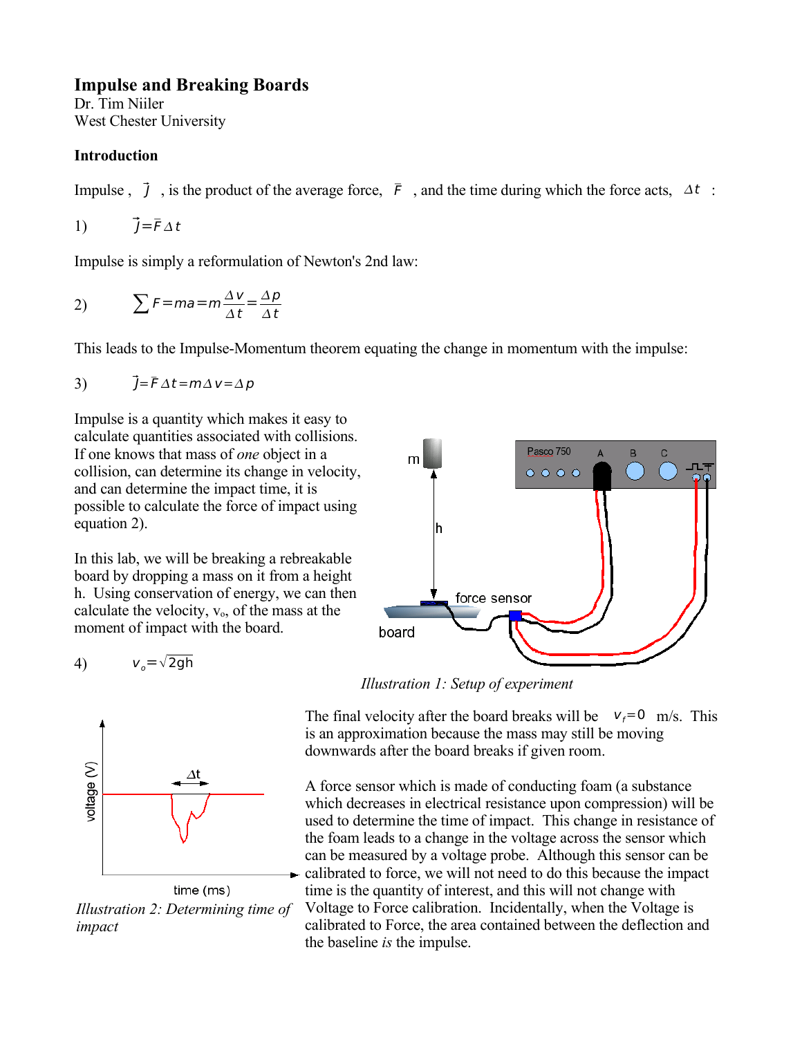# Impulse and Breaking Boards

Dr. Tim Niiler
West Chester University

## Introduction

Impulse , $\vec{J}$ , is the product of the average force, $\bar{F}$ , and the time during which the force acts, $\Delta t$ :

1) $$\vec{J} = \bar{F} \Delta t$$

Impulse is simply a reformulation of Newton's 2nd law:

2) $$\sum F = ma = m\frac{\Delta v}{\Delta t} = \frac{\Delta p}{\Delta t}$$

This leads to the Impulse-Momentum theorem equating the change in momentum with the impulse:

3) $$\vec{J} = \bar{F} \Delta t = m \Delta v = \Delta p$$

Impulse is a quantity which makes it easy to calculate quantities associated with collisions. If one knows that mass of *one* object in a collision, can determine its change in velocity, and can determine the impact time, it is possible to calculate the force of impact using equation 2).

In this lab, we will be breaking a rebreakable board by dropping a mass on it from a height h. Using conservation of energy, we can then calculate the velocity, $v_o$, of the mass at the moment of impact with the board.

4) $$v_o = \sqrt{2gh}$$

m
h
force sensor
board
Pasco 750
A
B
C

*Illustration 1: Setup of experiment*

The final velocity after the board breaks will be $v_f = 0$ m/s. This is an approximation because the mass may still be moving downwards after the board breaks if given room.

A force sensor which is made of conducting foam (a substance which decreases in electrical resistance upon compression) will be used to determine the time of impact. This change in resistance of the foam leads to a change in the voltage across the sensor which can be measured by a voltage probe. Although this sensor can be calibrated to force, we will not need to do this because the impact time is the quantity of interest, and this will not change with Voltage to Force calibration. Incidentally, when the Voltage is calibrated to Force, the area contained between the deflection and the baseline *is* the impulse.

voltage (V)
Δt
time (ms)

*Illustration 2: Determining time of impact*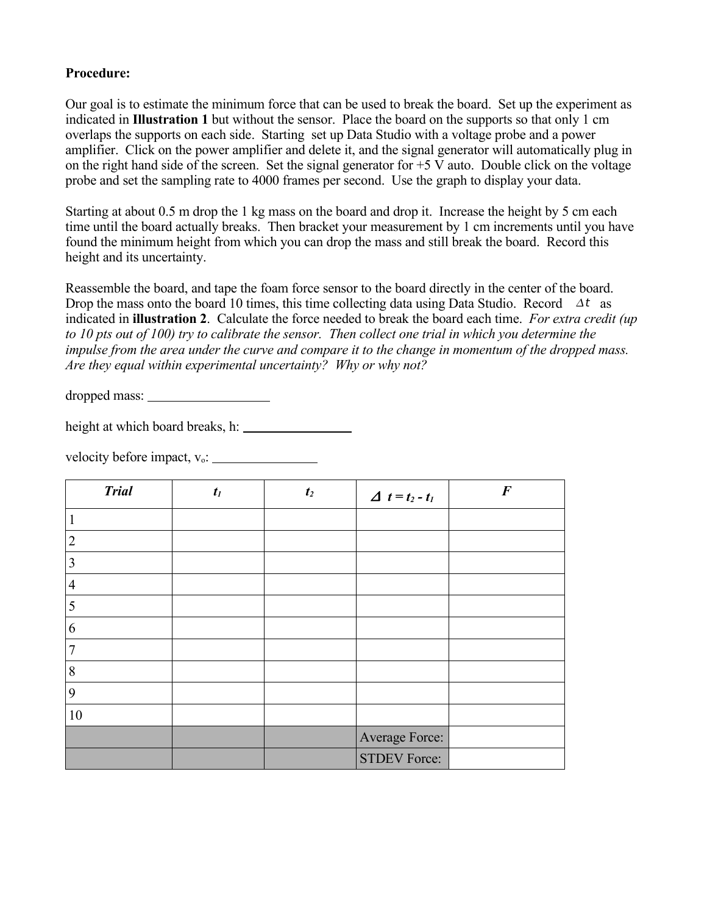**Procedure:**

Our goal is to estimate the minimum force that can be used to break the board. Set up the experiment as indicated in **Illustration 1** but without the sensor. Place the board on the supports so that only 1 cm overlaps the supports on each side. Starting set up Data Studio with a voltage probe and a power amplifier. Click on the power amplifier and delete it, and the signal generator will automatically plug in on the right hand side of the screen. Set the signal generator for +5 V auto. Double click on the voltage probe and set the sampling rate to 4000 frames per second. Use the graph to display your data.

Starting at about 0.5 m drop the 1 kg mass on the board and drop it. Increase the height by 5 cm each time until the board actually breaks. Then bracket your measurement by 1 cm increments until you have found the minimum height from which you can drop the mass and still break the board. Record this height and its uncertainty.

Reassemble the board, and tape the foam force sensor to the board directly in the center of the board. Drop the mass onto the board 10 times, this time collecting data using Data Studio. Record $\Delta t$ as indicated in **illustration 2**. Calculate the force needed to break the board each time. *For extra credit (up to 10 pts out of 100) try to calibrate the sensor. Then collect one trial in which you determine the impulse from the area under the curve and compare it to the change in momentum of the dropped mass. Are they equal within experimental uncertainty? Why or why not?*

dropped mass: ____________________

height at which board breaks, h: __________________

velocity before impact, $v_o$: __________________

| *Trial* | $t_1$ | $t_2$ | $\Delta t = t_2 - t_1$ | $F$ |
|---|---|---|---|---|
| 1 | | | | |
| 2 | | | | |
| 3 | | | | |
| 4 | | | | |
| 5 | | | | |
| 6 | | | | |
| 7 | | | | |
| 8 | | | | |
| 9 | | | | |
| 10 | | | | |
| | | | Average Force: | |
| | | | STDEV Force: | |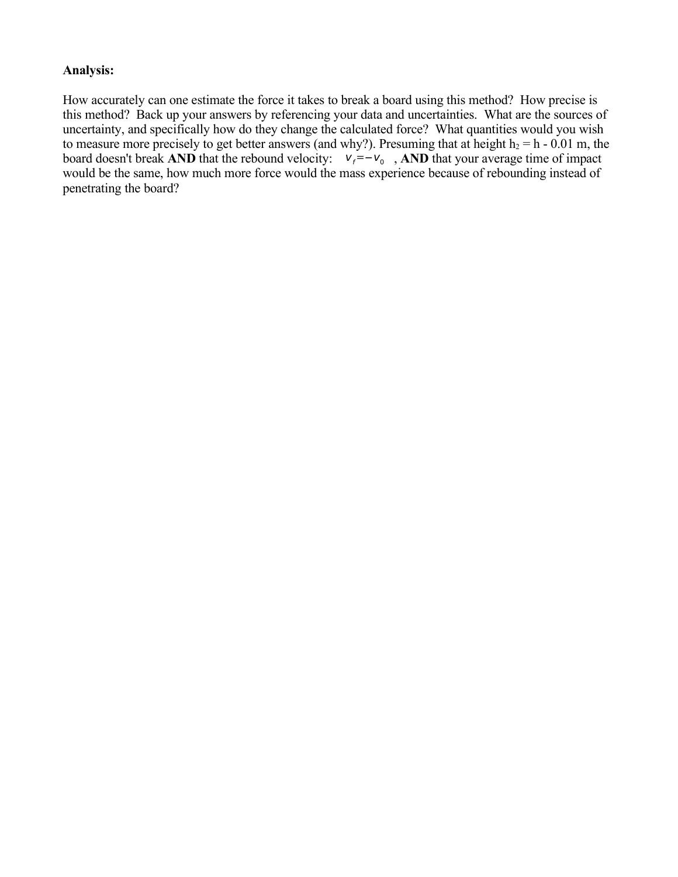**Analysis:**

How accurately can one estimate the force it takes to break a board using this method? How precise is this method? Back up your answers by referencing your data and uncertainties. What are the sources of uncertainty, and specifically how do they change the calculated force? What quantities would you wish to measure more precisely to get better answers (and why?). Presuming that at height $h_2 = h - 0.01$ m, the board doesn't break **AND** that the rebound velocity: $v_f = -v_0$ , **AND** that your average time of impact would be the same, how much more force would the mass experience because of rebounding instead of penetrating the board?